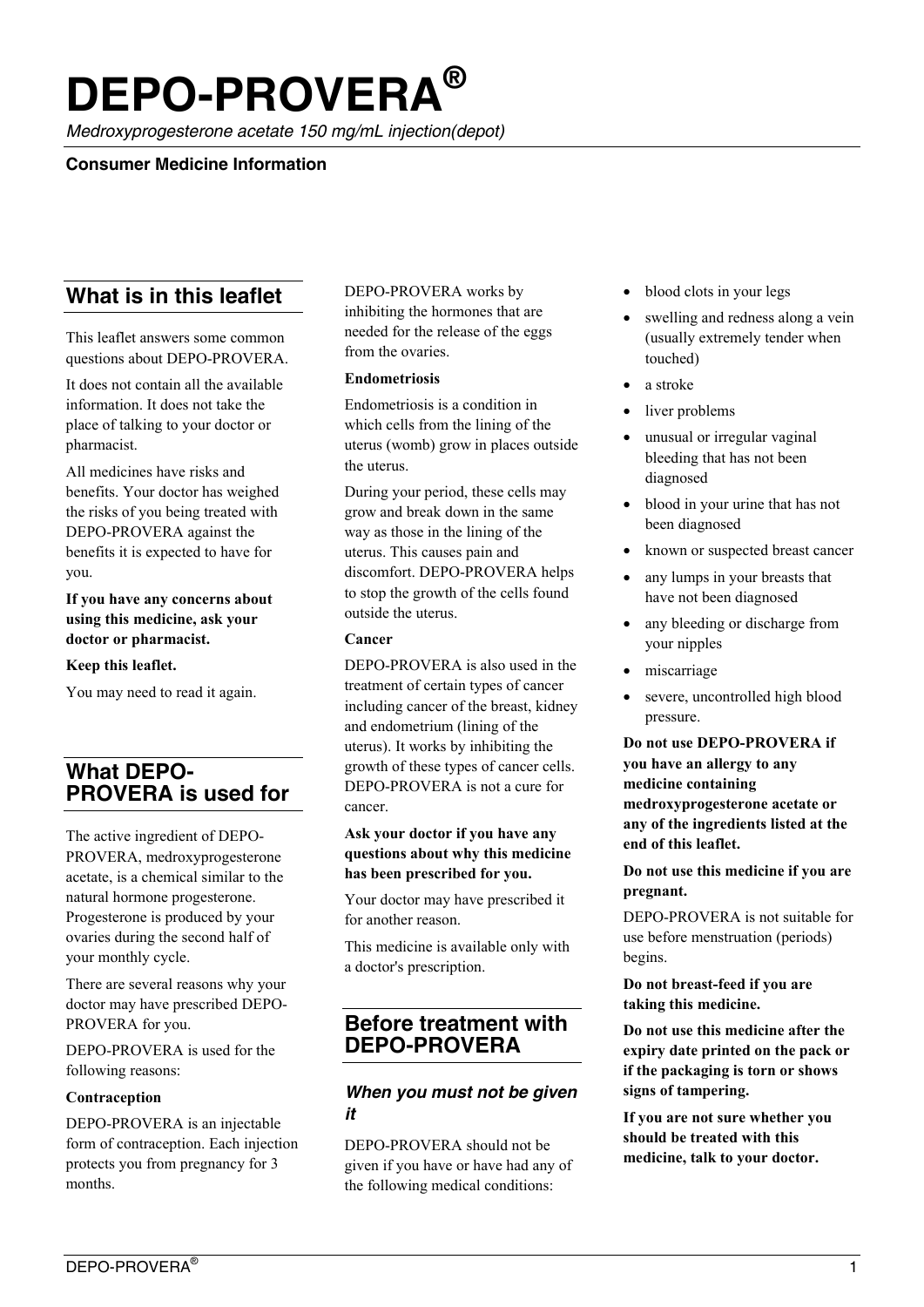# DEPO-PROVERA®

*Medroxyprogesterone acetate 150 mg/mL injection(depot)*

**Consumer Medicine Information**

## What is in this leaflet

This leaflet answers some common questions about DEPO-PROVERA.

It does not contain all the available information. It does not take the place of talking to your doctor or pharmacist.

All medicines have risks and benefits. Your doctor has weighed the risks of you being treated with DEPO-PROVERA against the benefits it is expected to have for you.

**If you have any concerns about using this medicine, ask your doctor or pharmacist.**

**Keep this leaflet.**

You may need to read it again.

## What DEPO-PROVERA is used for

The active ingredient of DEPO-PROVERA, medroxyprogesterone acetate, is a chemical similar to the natural hormone progesterone. Progesterone is produced by your ovaries during the second half of your monthly cycle.

There are several reasons why your doctor may have prescribed DEPO-PROVERA for you.

DEPO-PROVERA is used for the following reasons:

**Contraception**

DEPO-PROVERA is an injectable form of contraception. Each injection protects you from pregnancy for 3 months.

DEPO-PROVERA works by inhibiting the hormones that are needed for the release of the eggs from the ovaries.

**Endometriosis**

Endometriosis is a condition in which cells from the lining of the uterus (womb) grow in places outside the uterus.

During your period, these cells may grow and break down in the same way as those in the lining of the uterus. This causes pain and discomfort. DEPO-PROVERA helps to stop the growth of the cells found outside the uterus.

**Cancer**

DEPO-PROVERA is also used in the treatment of certain types of cancer including cancer of the breast, kidney and endometrium (lining of the uterus). It works by inhibiting the growth of these types of cancer cells. DEPO-PROVERA is not a cure for cancer.

**Ask your doctor if you have any questions about why this medicine has been prescribed for you.**

Your doctor may have prescribed it for another reason.

This medicine is available only with a doctor's prescription.

## Before treatment with DEPO-PROVERA

### *When you must not be given it*

DEPO-PROVERA should not be given if you have or have had any of the following medical conditions:

- blood clots in your legs
- swelling and redness along a vein (usually extremely tender when touched)
- a stroke
- liver problems
- unusual or irregular vaginal bleeding that has not been diagnosed
- blood in your urine that has not been diagnosed
- known or suspected breast cancer
- any lumps in your breasts that have not been diagnosed
- any bleeding or discharge from your nipples
- miscarriage
- severe, uncontrolled high blood pressure.

**Do not use DEPO-PROVERA if you have an allergy to any medicine containing medroxyprogesterone acetate or any of the ingredients listed at the end of this leaflet.**

**Do not use this medicine if you are pregnant.**

DEPO-PROVERA is not suitable for use before menstruation (periods) begins.

**Do not breast-feed if you are taking this medicine.**

**Do not use this medicine after the expiry date printed on the pack or if the packaging is torn or shows signs of tampering.**

**If you are not sure whether you should be treated with this medicine, talk to your doctor.**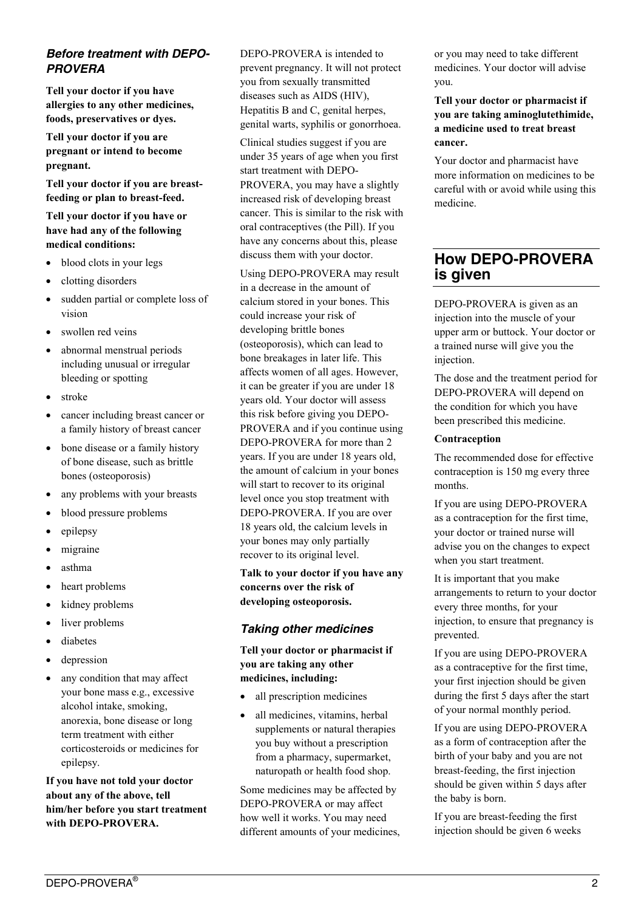### *Before treatment with DEPO-PROVERA*

**Tell your doctor if you have allergies to any other medicines, foods, preservatives or dyes.**

**Tell your doctor if you are pregnant or intend to become pregnant.**

**Tell your doctor if you are breast-feeding or plan to breast-feed.**

**Tell your doctor if you have or have had any of the following medical conditions:**

- blood clots in your legs
- clotting disorders
- sudden partial or complete loss of vision
- swollen red veins
- abnormal menstrual periods including unusual or irregular bleeding or spotting
- stroke
- cancer including breast cancer or a family history of breast cancer
- bone disease or a family history of bone disease, such as brittle bones (osteoporosis)
- any problems with your breasts
- blood pressure problems
- epilepsy
- migraine
- asthma
- heart problems
- kidney problems
- liver problems
- diabetes
- depression
- any condition that may affect your bone mass e.g., excessive alcohol intake, smoking, anorexia, bone disease or long term treatment with either corticosteroids or medicines for epilepsy.

**If you have not told your doctor about any of the above, tell him/her before you start treatment with DEPO-PROVERA.**

DEPO-PROVERA is intended to prevent pregnancy. It will not protect you from sexually transmitted diseases such as AIDS (HIV), Hepatitis B and C, genital herpes, genital warts, syphilis or gonorrhoea.

Clinical studies suggest if you are under 35 years of age when you first start treatment with DEPO-PROVERA, you may have a slightly increased risk of developing breast cancer. This is similar to the risk with oral contraceptives (the Pill). If you have any concerns about this, please discuss them with your doctor.

Using DEPO-PROVERA may result in a decrease in the amount of calcium stored in your bones. This could increase your risk of developing brittle bones (osteoporosis), which can lead to bone breakages in later life. This affects women of all ages. However, it can be greater if you are under 18 years old. Your doctor will assess this risk before giving you DEPO-PROVERA and if you continue using DEPO-PROVERA for more than 2 years. If you are under 18 years old, the amount of calcium in your bones will start to recover to its original level once you stop treatment with DEPO-PROVERA. If you are over 18 years old, the calcium levels in your bones may only partially recover to its original level.

**Talk to your doctor if you have any concerns over the risk of developing osteoporosis.**

### *Taking other medicines*

**Tell your doctor or pharmacist if you are taking any other medicines, including:**

- all prescription medicines
- all medicines, vitamins, herbal supplements or natural therapies you buy without a prescription from a pharmacy, supermarket, naturopath or health food shop.

Some medicines may be affected by DEPO-PROVERA or may affect how well it works. You may need different amounts of your medicines, or you may need to take different medicines. Your doctor will advise you.

**Tell your doctor or pharmacist if you are taking aminoglutethimide, a medicine used to treat breast cancer.**

Your doctor and pharmacist have more information on medicines to be careful with or avoid while using this medicine.

## How DEPO-PROVERA is given

DEPO-PROVERA is given as an injection into the muscle of your upper arm or buttock. Your doctor or a trained nurse will give you the injection.

The dose and the treatment period for DEPO-PROVERA will depend on the condition for which you have been prescribed this medicine.

**Contraception**

The recommended dose for effective contraception is 150 mg every three months.

If you are using DEPO-PROVERA as a contraception for the first time, your doctor or trained nurse will advise you on the changes to expect when you start treatment.

It is important that you make arrangements to return to your doctor every three months, for your injection, to ensure that pregnancy is prevented.

If you are using DEPO-PROVERA as a contraceptive for the first time, your first injection should be given during the first 5 days after the start of your normal monthly period.

If you are using DEPO-PROVERA as a form of contraception after the birth of your baby and you are not breast-feeding, the first injection should be given within 5 days after the baby is born.

If you are breast-feeding the first injection should be given 6 weeks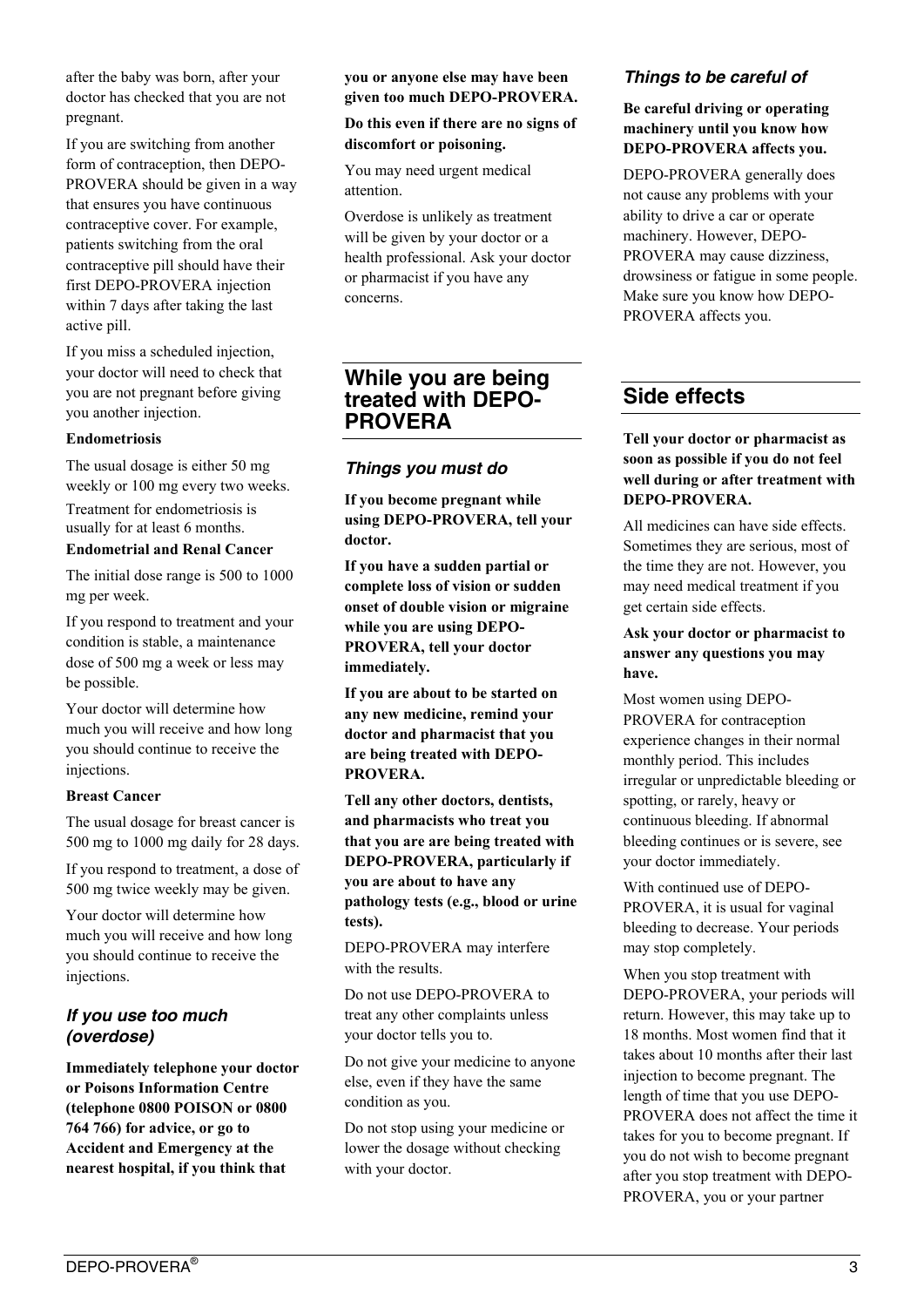after the baby was born, after your doctor has checked that you are not pregnant.

If you are switching from another form of contraception, then DEPO-PROVERA should be given in a way that ensures you have continuous contraceptive cover. For example, patients switching from the oral contraceptive pill should have their first DEPO-PROVERA injection within 7 days after taking the last active pill.

If you miss a scheduled injection, your doctor will need to check that you are not pregnant before giving you another injection.

**Endometriosis**

The usual dosage is either 50 mg weekly or 100 mg every two weeks.

Treatment for endometriosis is usually for at least 6 months.

**Endometrial and Renal Cancer**

The initial dose range is 500 to 1000 mg per week.

If you respond to treatment and your condition is stable, a maintenance dose of 500 mg a week or less may be possible.

Your doctor will determine how much you will receive and how long you should continue to receive the injections.

**Breast Cancer**

The usual dosage for breast cancer is 500 mg to 1000 mg daily for 28 days.

If you respond to treatment, a dose of 500 mg twice weekly may be given.

Your doctor will determine how much you will receive and how long you should continue to receive the injections.

### *If you use too much (overdose)*

**Immediately telephone your doctor or Poisons Information Centre (telephone 0800 POISON or 0800 764 766) for advice, or go to Accident and Emergency at the nearest hospital, if you think that you or anyone else may have been given too much DEPO-PROVERA.**

**Do this even if there are no signs of discomfort or poisoning.**

You may need urgent medical attention.

Overdose is unlikely as treatment will be given by your doctor or a health professional. Ask your doctor or pharmacist if you have any concerns.

## While you are being treated with DEPO-PROVERA

### *Things you must do*

**If you become pregnant while using DEPO-PROVERA, tell your doctor.**

**If you have a sudden partial or complete loss of vision or sudden onset of double vision or migraine while you are using DEPO-PROVERA, tell your doctor immediately.**

**If you are about to be started on any new medicine, remind your doctor and pharmacist that you are being treated with DEPO-PROVERA.**

**Tell any other doctors, dentists, and pharmacists who treat you that you are are being treated with DEPO-PROVERA, particularly if you are about to have any pathology tests (e.g., blood or urine tests).**

DEPO-PROVERA may interfere with the results.

Do not use DEPO-PROVERA to treat any other complaints unless your doctor tells you to.

Do not give your medicine to anyone else, even if they have the same condition as you.

Do not stop using your medicine or lower the dosage without checking with your doctor.

### *Things to be careful of*

**Be careful driving or operating machinery until you know how DEPO-PROVERA affects you.**

DEPO-PROVERA generally does not cause any problems with your ability to drive a car or operate machinery. However, DEPO-PROVERA may cause dizziness, drowsiness or fatigue in some people. Make sure you know how DEPO-PROVERA affects you.

## Side effects

**Tell your doctor or pharmacist as soon as possible if you do not feel well during or after treatment with DEPO-PROVERA.**

All medicines can have side effects. Sometimes they are serious, most of the time they are not. However, you may need medical treatment if you get certain side effects.

**Ask your doctor or pharmacist to answer any questions you may have.**

Most women using DEPO-PROVERA for contraception experience changes in their normal monthly period. This includes irregular or unpredictable bleeding or spotting, or rarely, heavy or continuous bleeding. If abnormal bleeding continues or is severe, see your doctor immediately.

With continued use of DEPO-PROVERA, it is usual for vaginal bleeding to decrease. Your periods may stop completely.

When you stop treatment with DEPO-PROVERA, your periods will return. However, this may take up to 18 months. Most women find that it takes about 10 months after their last injection to become pregnant. The length of time that you use DEPO-PROVERA does not affect the time it takes for you to become pregnant. If you do not wish to become pregnant after you stop treatment with DEPO-PROVERA, you or your partner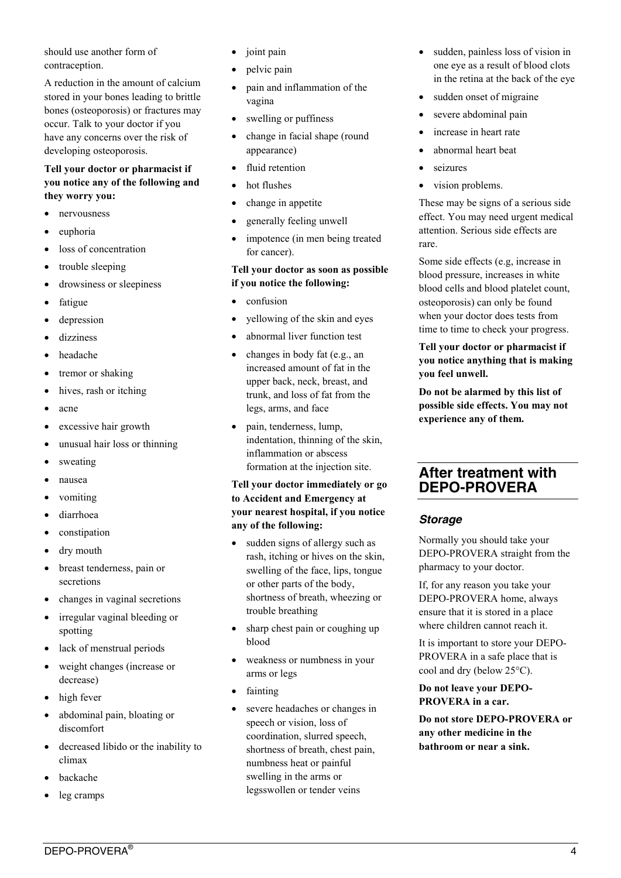should use another form of contraception.

A reduction in the amount of calcium stored in your bones leading to brittle bones (osteoporosis) or fractures may occur. Talk to your doctor if you have any concerns over the risk of developing osteoporosis.

**Tell your doctor or pharmacist if you notice any of the following and they worry you:**

- nervousness
- euphoria
- loss of concentration
- trouble sleeping
- drowsiness or sleepiness
- fatigue
- depression
- dizziness
- headache
- tremor or shaking
- hives, rash or itching
- acne
- excessive hair growth
- unusual hair loss or thinning
- sweating
- nausea
- vomiting
- diarrhoea
- constipation
- dry mouth
- breast tenderness, pain or secretions
- changes in vaginal secretions
- irregular vaginal bleeding or spotting
- lack of menstrual periods
- weight changes (increase or decrease)
- high fever
- abdominal pain, bloating or discomfort
- decreased libido or the inability to climax
- backache
- leg cramps
- joint pain
- pelvic pain
- pain and inflammation of the vagina
- swelling or puffiness
- change in facial shape (round appearance)
- fluid retention
- hot flushes
- change in appetite
- generally feeling unwell
- impotence (in men being treated for cancer).

**Tell your doctor as soon as possible if you notice the following:**

- confusion
- yellowing of the skin and eyes
- abnormal liver function test
- changes in body fat (e.g., an increased amount of fat in the upper back, neck, breast, and trunk, and loss of fat from the legs, arms, and face
- pain, tenderness, lump, indentation, thinning of the skin, inflammation or abscess formation at the injection site.

**Tell your doctor immediately or go to Accident and Emergency at your nearest hospital, if you notice any of the following:**

- sudden signs of allergy such as rash, itching or hives on the skin, swelling of the face, lips, tongue or other parts of the body, shortness of breath, wheezing or trouble breathing
- sharp chest pain or coughing up blood
- weakness or numbness in your arms or legs
- fainting
- severe headaches or changes in speech or vision, loss of coordination, slurred speech, shortness of breath, chest pain, numbness heat or painful swelling in the arms or legsswollen or tender veins
- sudden, painless loss of vision in one eye as a result of blood clots in the retina at the back of the eye
- sudden onset of migraine
- severe abdominal pain
- increase in heart rate
- abnormal heart beat
- seizures
- vision problems.

These may be signs of a serious side effect. You may need urgent medical attention. Serious side effects are rare.

Some side effects (e.g, increase in blood pressure, increases in white blood cells and blood platelet count, osteoporosis) can only be found when your doctor does tests from time to time to check your progress.

**Tell your doctor or pharmacist if you notice anything that is making you feel unwell.**

**Do not be alarmed by this list of possible side effects. You may not experience any of them.**

## After treatment with DEPO-PROVERA

### *Storage*

Normally you should take your DEPO-PROVERA straight from the pharmacy to your doctor.

If, for any reason you take your DEPO-PROVERA home, always ensure that it is stored in a place where children cannot reach it.

It is important to store your DEPO-PROVERA in a safe place that is cool and dry (below 25°C).

**Do not leave your DEPO-PROVERA in a car.**

**Do not store DEPO-PROVERA or any other medicine in the bathroom or near a sink.**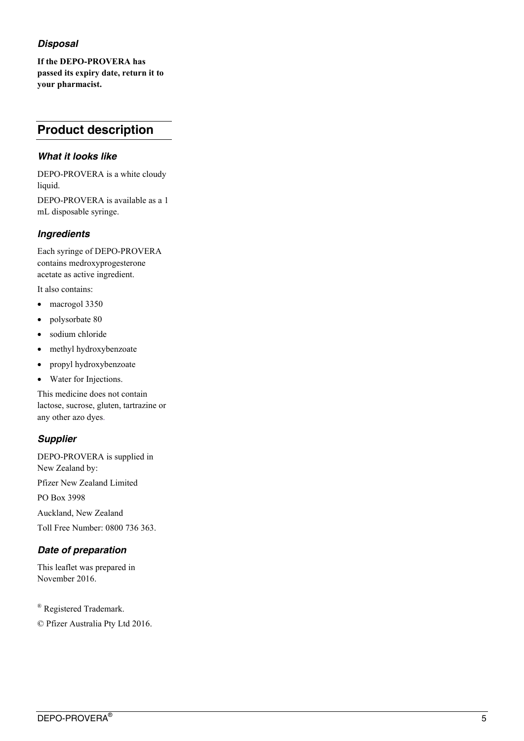### *Disposal*

**If the DEPO-PROVERA has passed its expiry date, return it to your pharmacist.**

## Product description

### *What it looks like*

DEPO-PROVERA is a white cloudy liquid.

DEPO-PROVERA is available as a 1 mL disposable syringe.

### *Ingredients*

Each syringe of DEPO-PROVERA contains medroxyprogesterone acetate as active ingredient.

It also contains:

- macrogol 3350
- polysorbate 80
- sodium chloride
- methyl hydroxybenzoate
- propyl hydroxybenzoate
- Water for Injections.

This medicine does not contain lactose, sucrose, gluten, tartrazine or any other azo dyes.

### *Supplier*

DEPO-PROVERA is supplied in New Zealand by:

Pfizer New Zealand Limited

PO Box 3998

Auckland, New Zealand

Toll Free Number: 0800 736 363.

### *Date of preparation*

This leaflet was prepared in November 2016.

® Registered Trademark.

© Pfizer Australia Pty Ltd 2016.